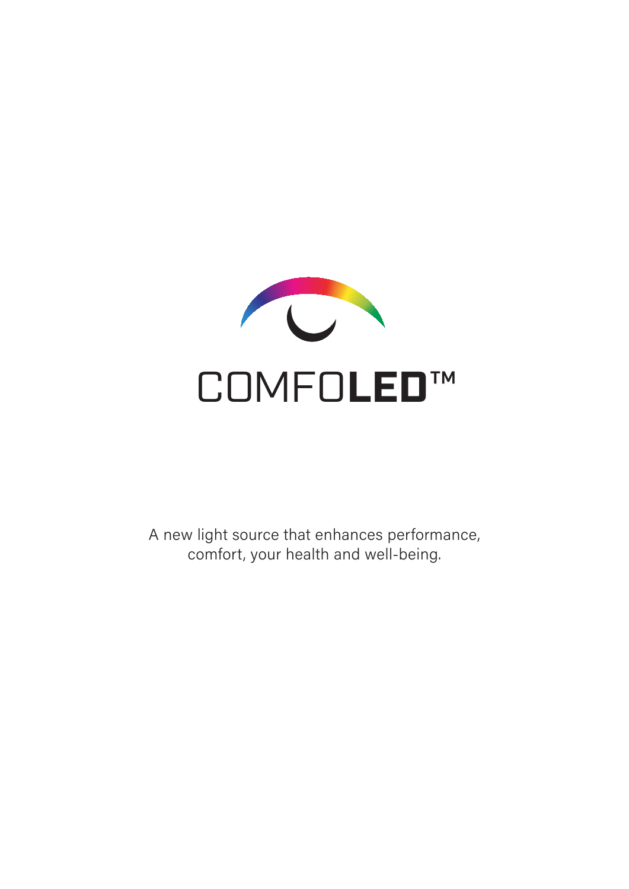# COMFO**LED**™

A new light source that enhances performance, comfort, your health and well-being.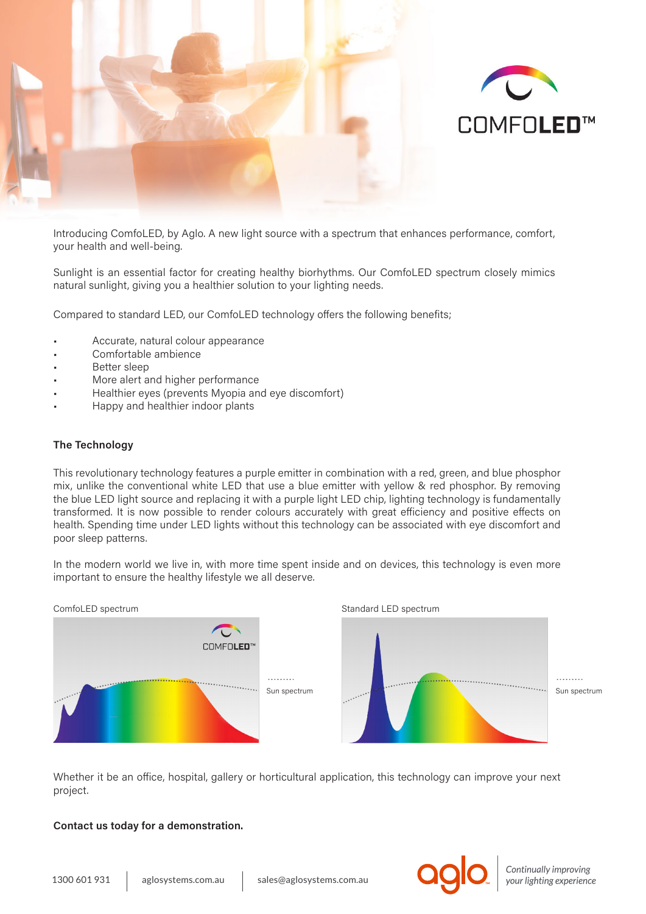COMFOLED™

Introducing ComfoLED, by Aglo. A new light source with a spectrum that enhances performance, comfort, your health and well-being.

Sunlight is an essential factor for creating healthy biorhythms. Our ComfoLED spectrum closely mimics natural sunlight, giving you a healthier solution to your lighting needs.

Compared to standard LED, our ComfoLED technology offers the following benefits;

- Accurate, natural colour appearance
- Comfortable ambience
- Better sleep
- More alert and higher performance
- Healthier eyes (prevents Myopia and eye discomfort)
- Happy and healthier indoor plants

### The Technology

This revolutionary technology features a purple emitter in combination with a red, green, and blue phosphor mix, unlike the conventional white LED that use a blue emitter with yellow & red phosphor. By removing the blue LED light source and replacing it with a purple light LED chip, lighting technology is fundamentally transformed. It is now possible to render colours accurately with great efficiency and positive effects on health. Spending time under LED lights without this technology can be associated with eye discomfort and poor sleep patterns.

In the modern world we live in, with more time spent inside and on devices, this technology is even more important to ensure the healthy lifestyle we all deserve.

ComfoLED spectrum

COMFOLED™

Sun spectrum

Standard LED spectrum

Sun spectrum

Whether it be an office, hospital, gallery or horticultural application, this technology can improve your next project.

**Contact us today for a demonstration.**

1300 601 931 | aglosystems.com.au | sales@aglosystems.com.au

aglo *Continually improving your lighting experience*